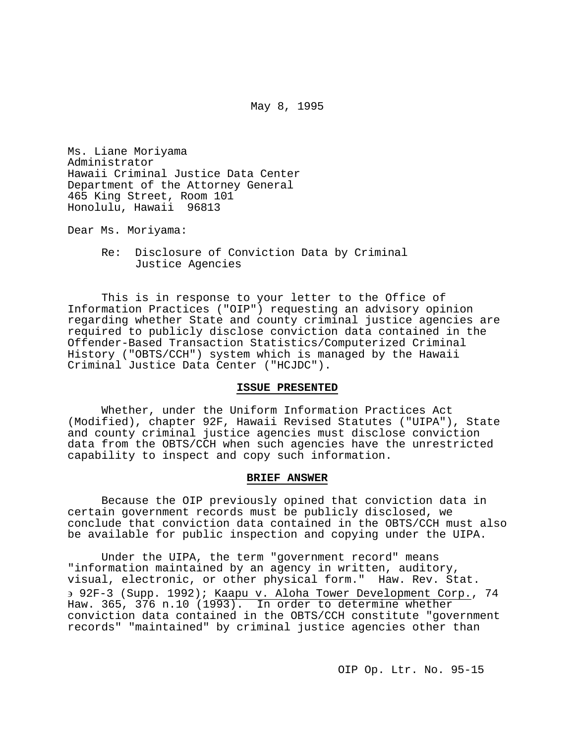May 8, 1995

Ms. Liane Moriyama
Administrator
Hawaii Criminal Justice Data Center
Department of the Attorney General
465 King Street, Room 101
Honolulu, Hawaii 96813

Dear Ms. Moriyama:

Re: Disclosure of Conviction Data by Criminal Justice Agencies

This is in response to your letter to the Office of Information Practices ("OIP") requesting an advisory opinion regarding whether State and county criminal justice agencies are required to publicly disclose conviction data contained in the Offender-Based Transaction Statistics/Computerized Criminal History ("OBTS/CCH") system which is managed by the Hawaii Criminal Justice Data Center ("HCJDC").

## ISSUE PRESENTED

Whether, under the Uniform Information Practices Act (Modified), chapter 92F, Hawaii Revised Statutes ("UIPA"), State and county criminal justice agencies must disclose conviction data from the OBTS/CCH when such agencies have the unrestricted capability to inspect and copy such information.

## BRIEF ANSWER

Because the OIP previously opined that conviction data in certain government records must be publicly disclosed, we conclude that conviction data contained in the OBTS/CCH must also be available for public inspection and copying under the UIPA.

Under the UIPA, the term "government record" means "information maintained by an agency in written, auditory, visual, electronic, or other physical form." Haw. Rev. Stat. § 92F-3 (Supp. 1992); Kaapu v. Aloha Tower Development Corp., 74 Haw. 365, 376 n.10 (1993). In order to determine whether conviction data contained in the OBTS/CCH constitute "government records" "maintained" by criminal justice agencies other than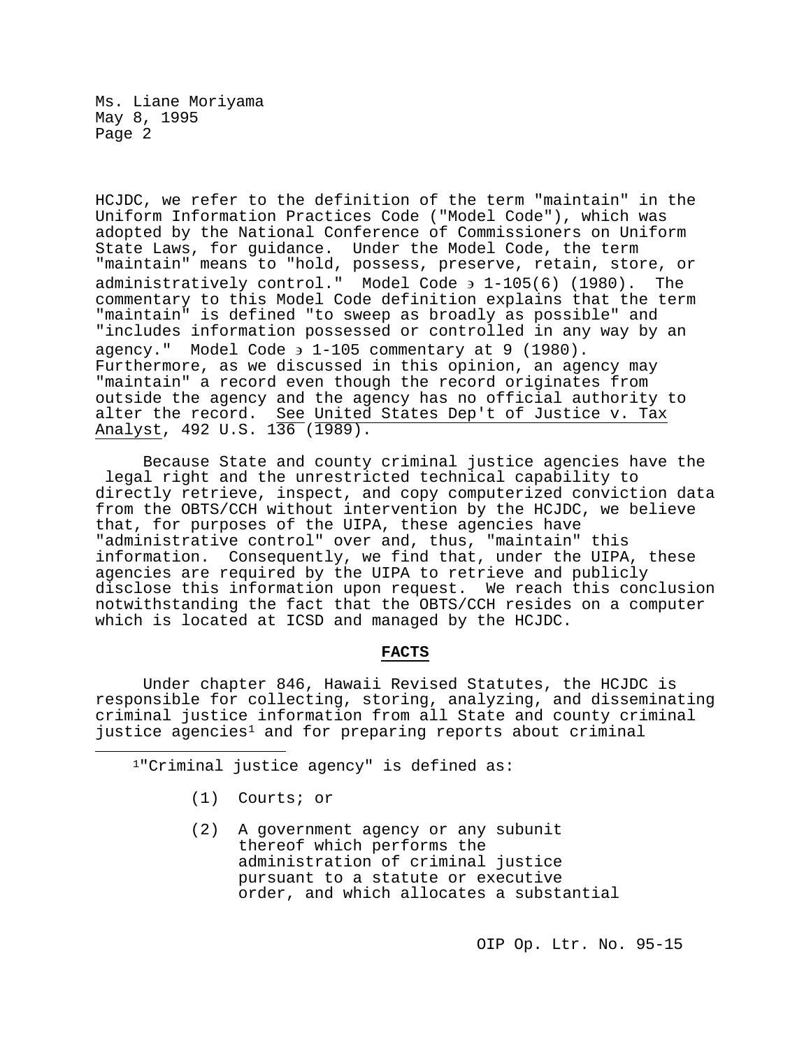HCJDC, we refer to the definition of the term "maintain" in the Uniform Information Practices Code ("Model Code"), which was adopted by the National Conference of Commissioners on Uniform State Laws, for guidance. Under the Model Code, the term "maintain" means to "hold, possess, preserve, retain, store, or administratively control." Model Code § 1-105(6) (1980). The commentary to this Model Code definition explains that the term "maintain" is defined "to sweep as broadly as possible" and "includes information possessed or controlled in any way by an agency." Model Code § 1-105 commentary at 9 (1980). Furthermore, as we discussed in this opinion, an agency may "maintain" a record even though the record originates from outside the agency and the agency has no official authority to alter the record. See United States Dep't of Justice v. Tax Analyst, 492 U.S. 136 (1989).

Because State and county criminal justice agencies have the legal right and the unrestricted technical capability to directly retrieve, inspect, and copy computerized conviction data from the OBTS/CCH without intervention by the HCJDC, we believe that, for purposes of the UIPA, these agencies have "administrative control" over and, thus, "maintain" this information. Consequently, we find that, under the UIPA, these agencies are required by the UIPA to retrieve and publicly disclose this information upon request. We reach this conclusion notwithstanding the fact that the OBTS/CCH resides on a computer which is located at ICSD and managed by the HCJDC.

## FACTS

Under chapter 846, Hawaii Revised Statutes, the HCJDC is responsible for collecting, storing, analyzing, and disseminating criminal justice information from all State and county criminal justice agencies[1] and for preparing reports about criminal

---

[1]"Criminal justice agency" is defined as:

(1) Courts; or

(2) A government agency or any subunit thereof which performs the administration of criminal justice pursuant to a statute or executive order, and which allocates a substantial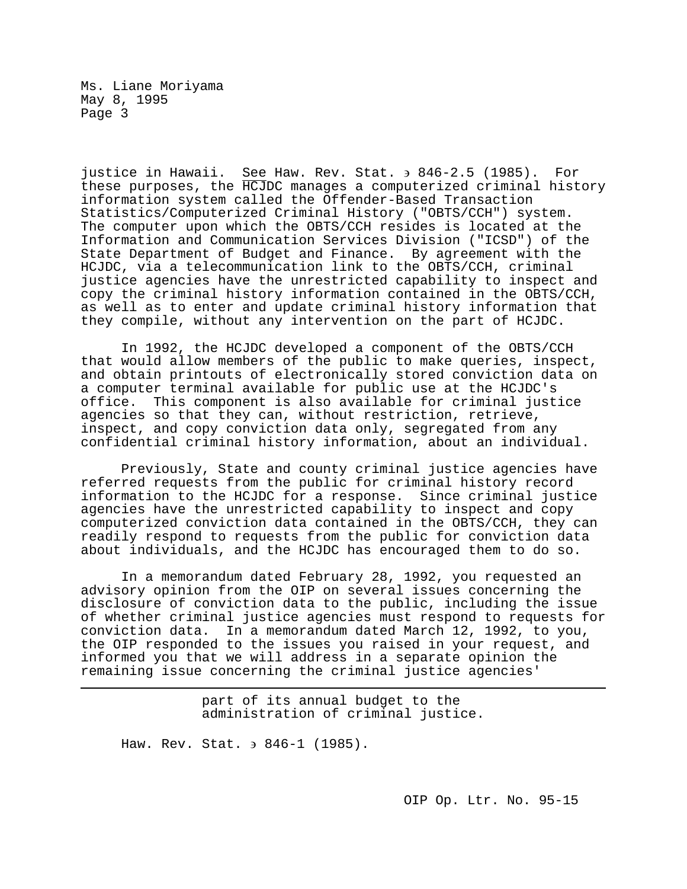justice in Hawaii. See Haw. Rev. Stat. § 846-2.5 (1985). For these purposes, the HCJDC manages a computerized criminal history information system called the Offender-Based Transaction Statistics/Computerized Criminal History ("OBTS/CCH") system. The computer upon which the OBTS/CCH resides is located at the Information and Communication Services Division ("ICSD") of the State Department of Budget and Finance. By agreement with the HCJDC, via a telecommunication link to the OBTS/CCH, criminal justice agencies have the unrestricted capability to inspect and copy the criminal history information contained in the OBTS/CCH, as well as to enter and update criminal history information that they compile, without any intervention on the part of HCJDC.

In 1992, the HCJDC developed a component of the OBTS/CCH that would allow members of the public to make queries, inspect, and obtain printouts of electronically stored conviction data on a computer terminal available for public use at the HCJDC's office. This component is also available for criminal justice agencies so that they can, without restriction, retrieve, inspect, and copy conviction data only, segregated from any confidential criminal history information, about an individual.

Previously, State and county criminal justice agencies have referred requests from the public for criminal history record information to the HCJDC for a response. Since criminal justice agencies have the unrestricted capability to inspect and copy computerized conviction data contained in the OBTS/CCH, they can readily respond to requests from the public for conviction data about individuals, and the HCJDC has encouraged them to do so.

In a memorandum dated February 28, 1992, you requested an advisory opinion from the OIP on several issues concerning the disclosure of conviction data to the public, including the issue of whether criminal justice agencies must respond to requests for conviction data. In a memorandum dated March 12, 1992, to you, the OIP responded to the issues you raised in your request, and informed you that we will address in a separate opinion the remaining issue concerning the criminal justice agencies'

---

part of its annual budget to the administration of criminal justice.

Haw. Rev. Stat. § 846-1 (1985).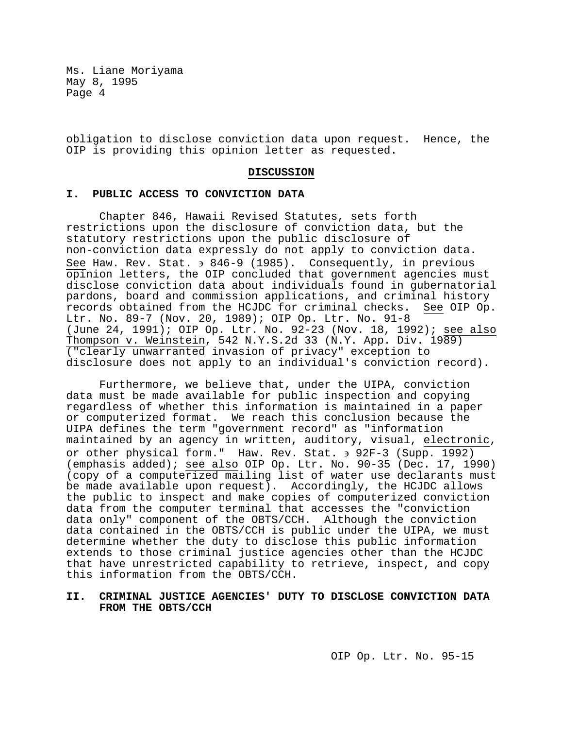obligation to disclose conviction data upon request. Hence, the OIP is providing this opinion letter as requested.

## DISCUSSION

### I. PUBLIC ACCESS TO CONVICTION DATA

Chapter 846, Hawaii Revised Statutes, sets forth restrictions upon the disclosure of conviction data, but the statutory restrictions upon the public disclosure of non-conviction data expressly do not apply to conviction data. See Haw. Rev. Stat. § 846-9 (1985). Consequently, in previous opinion letters, the OIP concluded that government agencies must disclose conviction data about individuals found in gubernatorial pardons, board and commission applications, and criminal history records obtained from the HCJDC for criminal checks. See OIP Op. Ltr. No. 89-7 (Nov. 20, 1989); OIP Op. Ltr. No. 91-8 (June 24, 1991); OIP Op. Ltr. No. 92-23 (Nov. 18, 1992); see also Thompson v. Weinstein, 542 N.Y.S.2d 33 (N.Y. App. Div. 1989) ("clearly unwarranted invasion of privacy" exception to disclosure does not apply to an individual's conviction record).

Furthermore, we believe that, under the UIPA, conviction data must be made available for public inspection and copying regardless of whether this information is maintained in a paper or computerized format. We reach this conclusion because the UIPA defines the term "government record" as "information maintained by an agency in written, auditory, visual, electronic, or other physical form." Haw. Rev. Stat. § 92F-3 (Supp. 1992) (emphasis added); see also OIP Op. Ltr. No. 90-35 (Dec. 17, 1990) (copy of a computerized mailing list of water use declarants must be made available upon request). Accordingly, the HCJDC allows the public to inspect and make copies of computerized conviction data from the computer terminal that accesses the "conviction data only" component of the OBTS/CCH. Although the conviction data contained in the OBTS/CCH is public under the UIPA, we must determine whether the duty to disclose this public information extends to those criminal justice agencies other than the HCJDC that have unrestricted capability to retrieve, inspect, and copy this information from the OBTS/CCH.

### II. CRIMINAL JUSTICE AGENCIES' DUTY TO DISCLOSE CONVICTION DATA FROM THE OBTS/CCH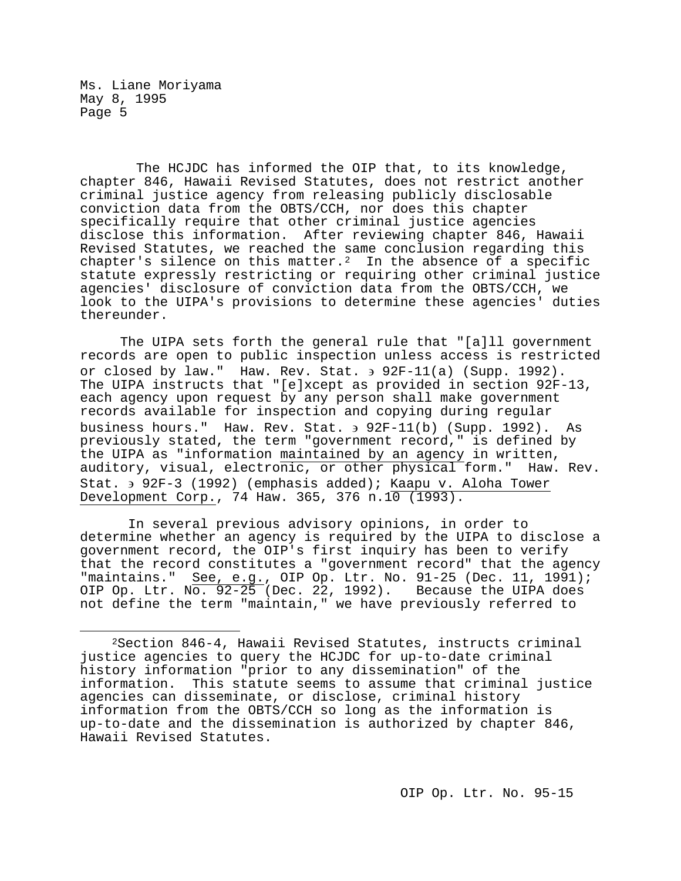The HCJDC has informed the OIP that, to its knowledge, chapter 846, Hawaii Revised Statutes, does not restrict another criminal justice agency from releasing publicly disclosable conviction data from the OBTS/CCH, nor does this chapter specifically require that other criminal justice agencies disclose this information. After reviewing chapter 846, Hawaii Revised Statutes, we reached the same conclusion regarding this chapter's silence on this matter.[2] In the absence of a specific statute expressly restricting or requiring other criminal justice agencies' disclosure of conviction data from the OBTS/CCH, we look to the UIPA's provisions to determine these agencies' duties thereunder.

The UIPA sets forth the general rule that "[a]ll government records are open to public inspection unless access is restricted or closed by law." Haw. Rev. Stat. § 92F-11(a) (Supp. 1992). The UIPA instructs that "[e]xcept as provided in section 92F-13, each agency upon request by any person shall make government records available for inspection and copying during regular business hours." Haw. Rev. Stat. § 92F-11(b) (Supp. 1992). As previously stated, the term "government record," is defined by the UIPA as "information <u>maintained by an agency</u> in written, auditory, visual, electronic, or other physical form." Haw. Rev. Stat. § 92F-3 (1992) (emphasis added); <u>Kaapu v. Aloha Tower Development Corp.</u>, 74 Haw. 365, 376 n.10 (1993).

In several previous advisory opinions, in order to determine whether an agency is required by the UIPA to disclose a government record, the OIP's first inquiry has been to verify that the record constitutes a "government record" that the agency "maintains." <u>See, e.g.</u>, OIP Op. Ltr. No. 91-25 (Dec. 11, 1991); OIP Op. Ltr. No. 92-25 (Dec. 22, 1992). Because the UIPA does not define the term "maintain," we have previously referred to

---

[2]Section 846-4, Hawaii Revised Statutes, instructs criminal justice agencies to query the HCJDC for up-to-date criminal history information "prior to any dissemination" of the information. This statute seems to assume that criminal justice agencies can disseminate, or disclose, criminal history information from the OBTS/CCH so long as the information is up-to-date and the dissemination is authorized by chapter 846, Hawaii Revised Statutes.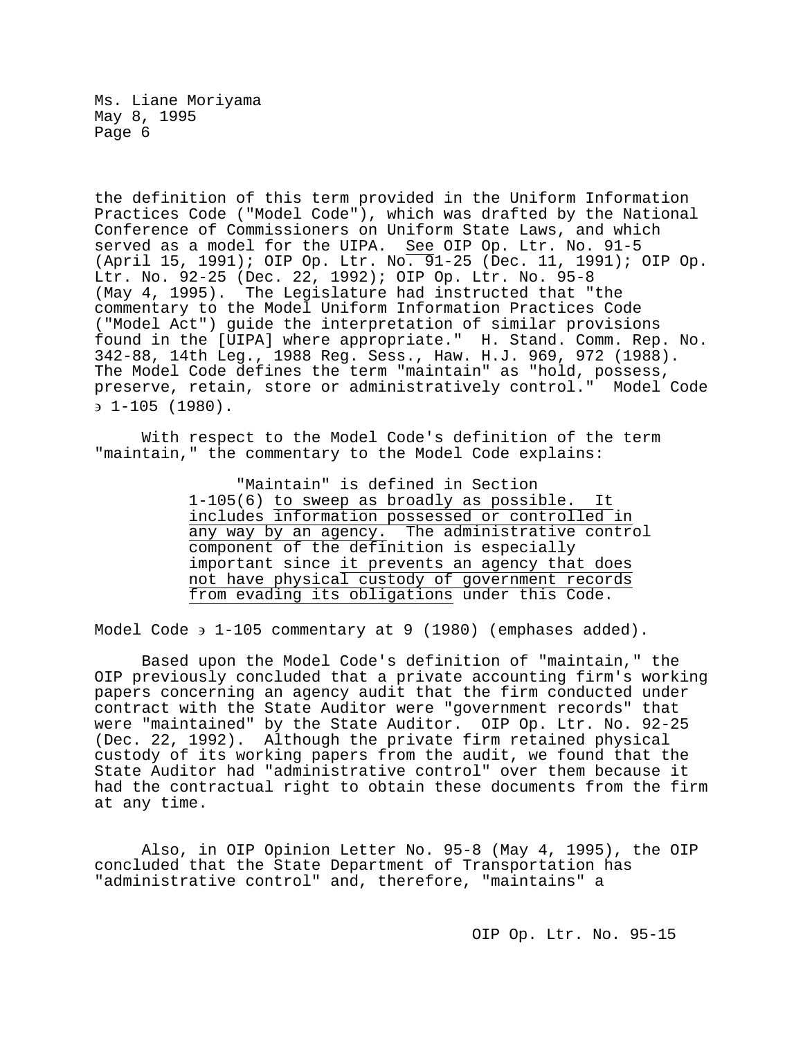the definition of this term provided in the Uniform Information Practices Code ("Model Code"), which was drafted by the National Conference of Commissioners on Uniform State Laws, and which served as a model for the UIPA. See OIP Op. Ltr. No. 91-5 (April 15, 1991); OIP Op. Ltr. No. 91-25 (Dec. 11, 1991); OIP Op. Ltr. No. 92-25 (Dec. 22, 1992); OIP Op. Ltr. No. 95-8 (May 4, 1995). The Legislature had instructed that "the commentary to the Model Uniform Information Practices Code ("Model Act") guide the interpretation of similar provisions found in the [UIPA] where appropriate." H. Stand. Comm. Rep. No. 342-88, 14th Leg., 1988 Reg. Sess., Haw. H.J. 969, 972 (1988). The Model Code defines the term "maintain" as "hold, possess, preserve, retain, store or administratively control." Model Code § 1-105 (1980).

With respect to the Model Code's definition of the term "maintain," the commentary to the Model Code explains:

> "Maintain" is defined in Section 1-105(6) to sweep as broadly as possible. It includes information possessed or controlled in any way by an agency. The administrative control component of the definition is especially important since it prevents an agency that does not have physical custody of government records from evading its obligations under this Code.

Model Code § 1-105 commentary at 9 (1980) (emphases added).

Based upon the Model Code's definition of "maintain," the OIP previously concluded that a private accounting firm's working papers concerning an agency audit that the firm conducted under contract with the State Auditor were "government records" that were "maintained" by the State Auditor. OIP Op. Ltr. No. 92-25 (Dec. 22, 1992). Although the private firm retained physical custody of its working papers from the audit, we found that the State Auditor had "administrative control" over them because it had the contractual right to obtain these documents from the firm at any time.

Also, in OIP Opinion Letter No. 95-8 (May 4, 1995), the OIP concluded that the State Department of Transportation has "administrative control" and, therefore, "maintains" a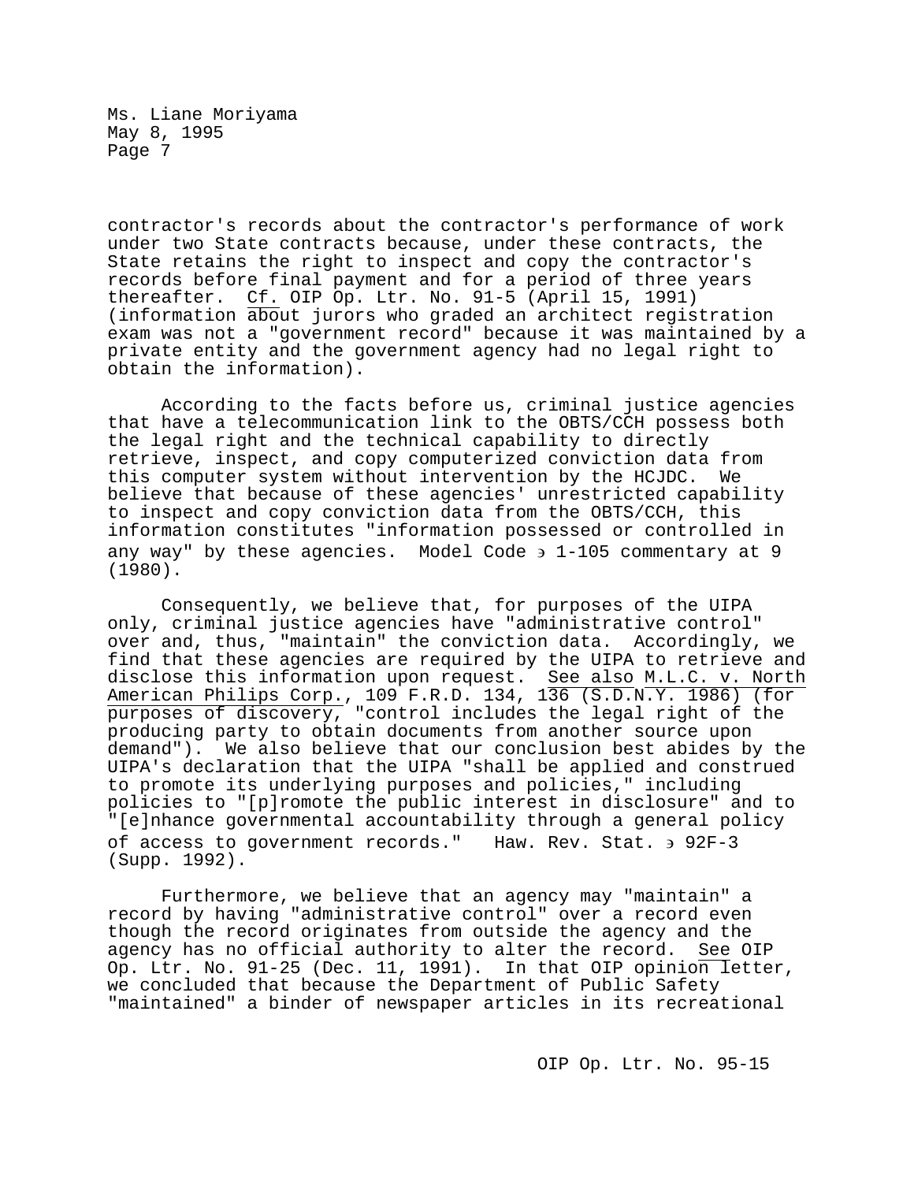contractor's records about the contractor's performance of work under two State contracts because, under these contracts, the State retains the right to inspect and copy the contractor's records before final payment and for a period of three years thereafter. Cf. OIP Op. Ltr. No. 91-5 (April 15, 1991) (information about jurors who graded an architect registration exam was not a "government record" because it was maintained by a private entity and the government agency had no legal right to obtain the information).

According to the facts before us, criminal justice agencies that have a telecommunication link to the OBTS/CCH possess both the legal right and the technical capability to directly retrieve, inspect, and copy computerized conviction data from this computer system without intervention by the HCJDC. We believe that because of these agencies' unrestricted capability to inspect and copy conviction data from the OBTS/CCH, this information constitutes "information possessed or controlled in any way" by these agencies. Model Code § 1-105 commentary at 9 (1980).

Consequently, we believe that, for purposes of the UIPA only, criminal justice agencies have "administrative control" over and, thus, "maintain" the conviction data. Accordingly, we find that these agencies are required by the UIPA to retrieve and disclose this information upon request. See also M.L.C. v. North American Philips Corp., 109 F.R.D. 134, 136 (S.D.N.Y. 1986) (for purposes of discovery, "control includes the legal right of the producing party to obtain documents from another source upon demand"). We also believe that our conclusion best abides by the UIPA's declaration that the UIPA "shall be applied and construed to promote its underlying purposes and policies," including policies to "[p]romote the public interest in disclosure" and to "[e]nhance governmental accountability through a general policy of access to government records." Haw. Rev. Stat. § 92F-3 (Supp. 1992).

Furthermore, we believe that an agency may "maintain" a record by having "administrative control" over a record even though the record originates from outside the agency and the agency has no official authority to alter the record. See OIP Op. Ltr. No. 91-25 (Dec. 11, 1991). In that OIP opinion letter, we concluded that because the Department of Public Safety "maintained" a binder of newspaper articles in its recreational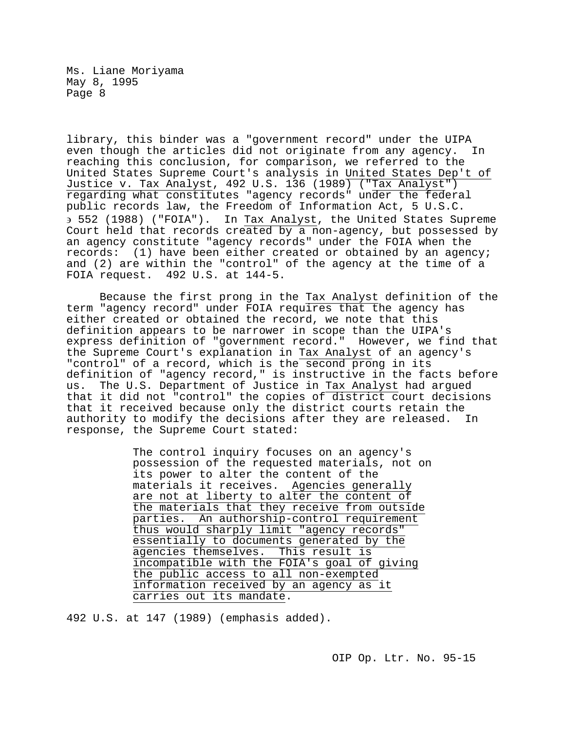library, this binder was a "government record" under the UIPA even though the articles did not originate from any agency. In reaching this conclusion, for comparison, we referred to the United States Supreme Court's analysis in United States Dep't of Justice v. Tax Analyst, 492 U.S. 136 (1989) ("Tax Analyst") regarding what constitutes "agency records" under the federal public records law, the Freedom of Information Act, 5 U.S.C. § 552 (1988) ("FOIA"). In Tax Analyst, the United States Supreme Court held that records created by a non-agency, but possessed by an agency constitute "agency records" under the FOIA when the records: (1) have been either created or obtained by an agency; and (2) are within the "control" of the agency at the time of a FOIA request. 492 U.S. at 144-5.

Because the first prong in the Tax Analyst definition of the term "agency record" under FOIA requires that the agency has either created or obtained the record, we note that this definition appears to be narrower in scope than the UIPA's express definition of "government record." However, we find that the Supreme Court's explanation in Tax Analyst of an agency's "control" of a record, which is the second prong in its definition of "agency record," is instructive in the facts before us. The U.S. Department of Justice in Tax Analyst had argued that it did not "control" the copies of district court decisions that it received because only the district courts retain the authority to modify the decisions after they are released. In response, the Supreme Court stated:

> The control inquiry focuses on an agency's possession of the requested materials, not on its power to alter the content of the materials it receives. Agencies generally are not at liberty to alter the content of the materials that they receive from outside parties. An authorship-control requirement thus would sharply limit "agency records" essentially to documents generated by the agencies themselves. This result is incompatible with the FOIA's goal of giving the public access to all non-exempted information received by an agency as it carries out its mandate.

492 U.S. at 147 (1989) (emphasis added).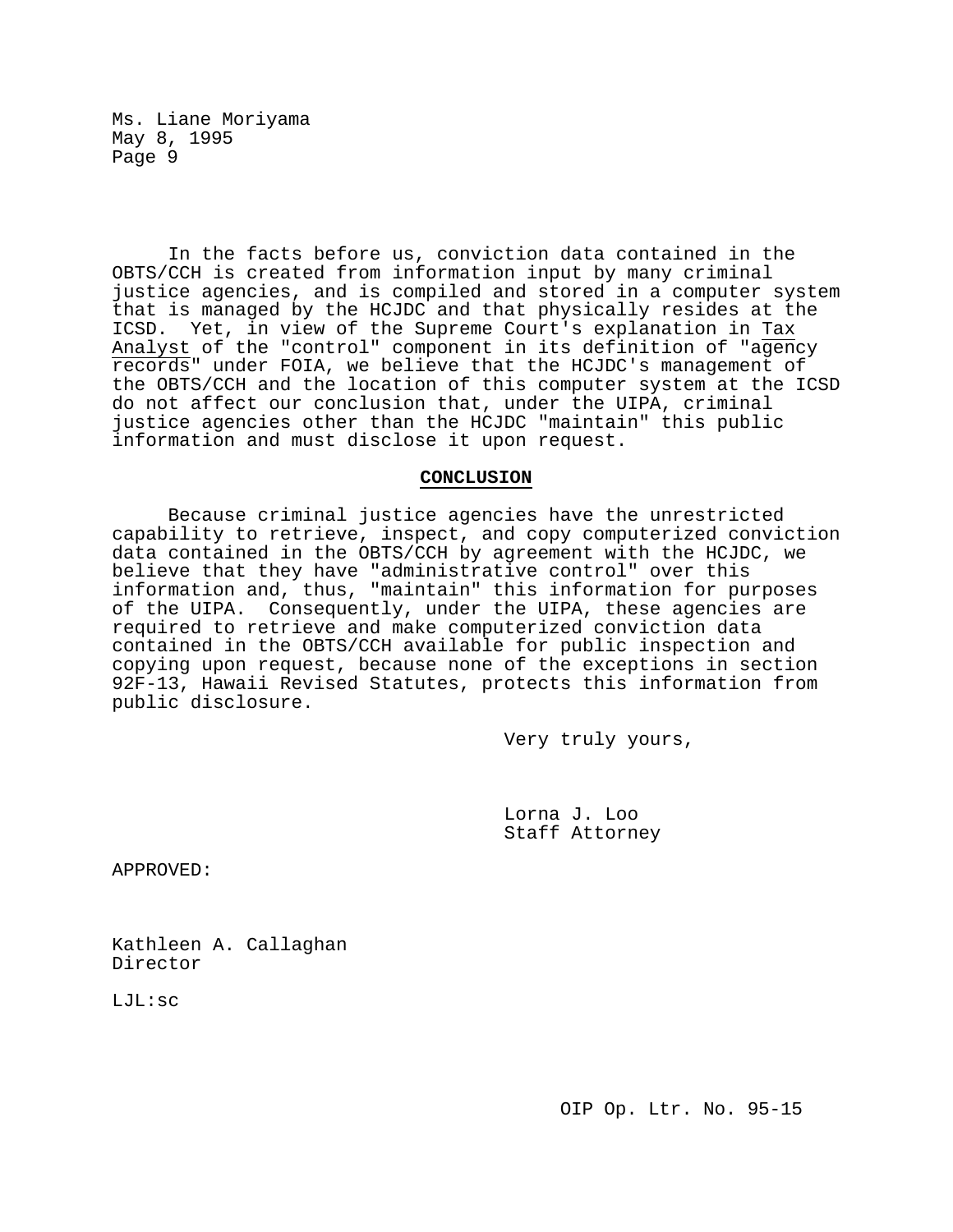In the facts before us, conviction data contained in the OBTS/CCH is created from information input by many criminal justice agencies, and is compiled and stored in a computer system that is managed by the HCJDC and that physically resides at the ICSD. Yet, in view of the Supreme Court's explanation in Tax Analyst of the "control" component in its definition of "agency records" under FOIA, we believe that the HCJDC's management of the OBTS/CCH and the location of this computer system at the ICSD do not affect our conclusion that, under the UIPA, criminal justice agencies other than the HCJDC "maintain" this public information and must disclose it upon request.

## CONCLUSION

Because criminal justice agencies have the unrestricted capability to retrieve, inspect, and copy computerized conviction data contained in the OBTS/CCH by agreement with the HCJDC, we believe that they have "administrative control" over this information and, thus, "maintain" this information for purposes of the UIPA. Consequently, under the UIPA, these agencies are required to retrieve and make computerized conviction data contained in the OBTS/CCH available for public inspection and copying upon request, because none of the exceptions in section 92F-13, Hawaii Revised Statutes, protects this information from public disclosure.

Very truly yours,

Lorna J. Loo
Staff Attorney

APPROVED:

Kathleen A. Callaghan
Director

LJL:sc

OIP Op. Ltr. No. 95-15